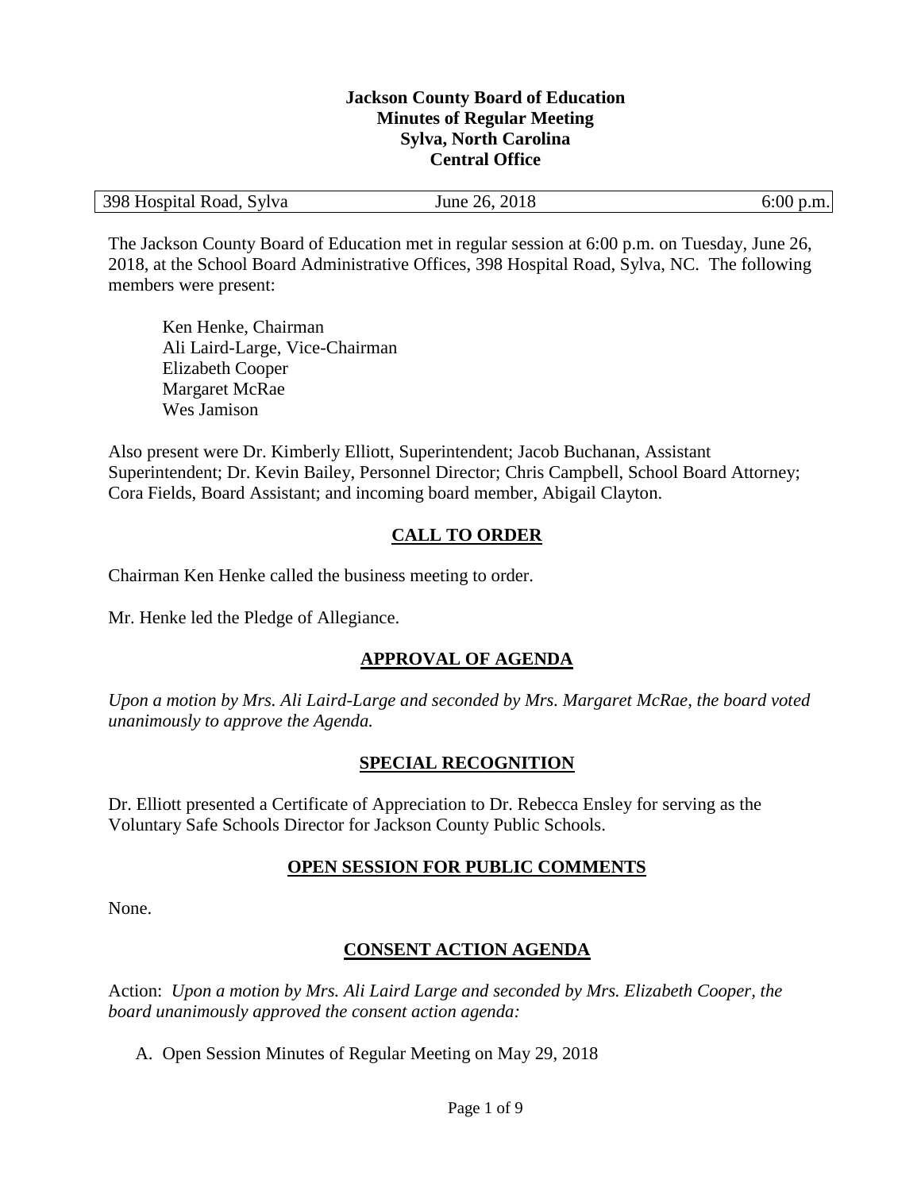**Jackson County Board of Education**
**Minutes of Regular Meeting**
**Sylva, North Carolina**
**Central Office**

| 398 Hospital Road, Sylva | June 26, 2018 | 6:00 p.m. |
|---|---|---|

The Jackson County Board of Education met in regular session at 6:00 p.m. on Tuesday, June 26, 2018, at the School Board Administrative Offices, 398 Hospital Road, Sylva, NC. The following members were present:

Ken Henke, Chairman
Ali Laird-Large, Vice-Chairman
Elizabeth Cooper
Margaret McRae
Wes Jamison

Also present were Dr. Kimberly Elliott, Superintendent; Jacob Buchanan, Assistant Superintendent; Dr. Kevin Bailey, Personnel Director; Chris Campbell, School Board Attorney; Cora Fields, Board Assistant; and incoming board member, Abigail Clayton.

## CALL TO ORDER

Chairman Ken Henke called the business meeting to order.

Mr. Henke led the Pledge of Allegiance.

## APPROVAL OF AGENDA

*Upon a motion by Mrs. Ali Laird-Large and seconded by Mrs. Margaret McRae, the board voted unanimously to approve the Agenda.*

## SPECIAL RECOGNITION

Dr. Elliott presented a Certificate of Appreciation to Dr. Rebecca Ensley for serving as the Voluntary Safe Schools Director for Jackson County Public Schools.

## OPEN SESSION FOR PUBLIC COMMENTS

None.

## CONSENT ACTION AGENDA

Action: *Upon a motion by Mrs. Ali Laird Large and seconded by Mrs. Elizabeth Cooper, the board unanimously approved the consent action agenda:*

A. Open Session Minutes of Regular Meeting on May 29, 2018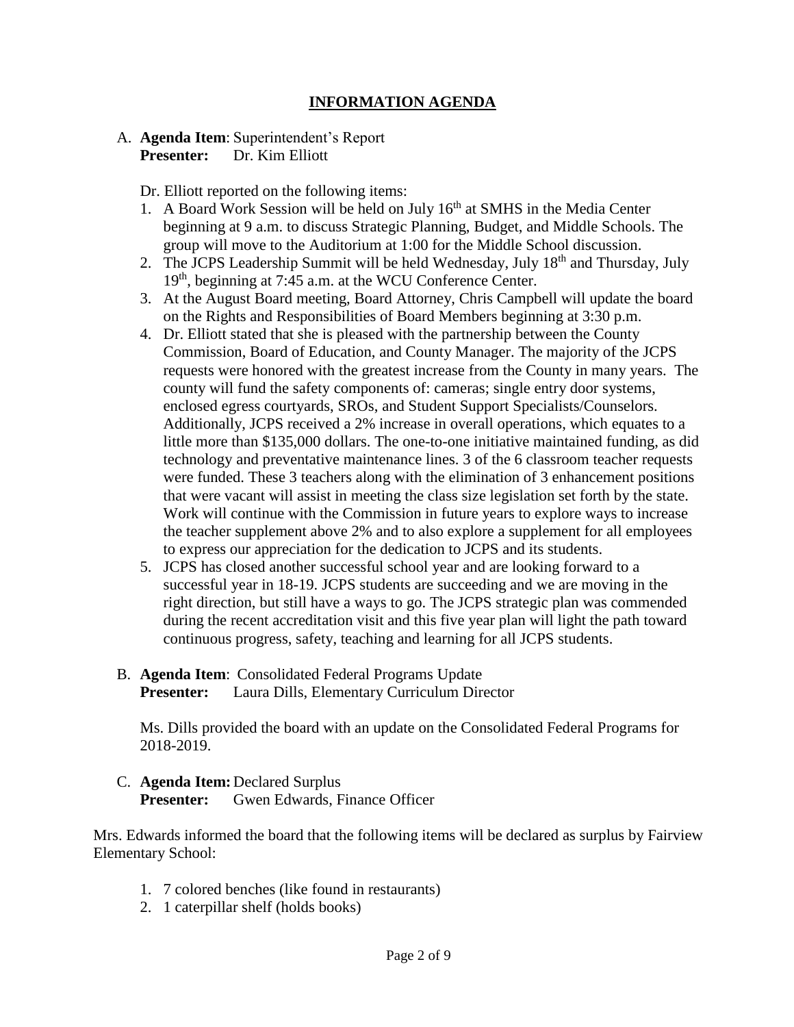## INFORMATION AGENDA

A. **Agenda Item**: Superintendent's Report
   **Presenter:** Dr. Kim Elliott

   Dr. Elliott reported on the following items:

   1. A Board Work Session will be held on July 16th at SMHS in the Media Center beginning at 9 a.m. to discuss Strategic Planning, Budget, and Middle Schools. The group will move to the Auditorium at 1:00 for the Middle School discussion.
   2. The JCPS Leadership Summit will be held Wednesday, July 18th and Thursday, July 19th, beginning at 7:45 a.m. at the WCU Conference Center.
   3. At the August Board meeting, Board Attorney, Chris Campbell will update the board on the Rights and Responsibilities of Board Members beginning at 3:30 p.m.
   4. Dr. Elliott stated that she is pleased with the partnership between the County Commission, Board of Education, and County Manager. The majority of the JCPS requests were honored with the greatest increase from the County in many years. The county will fund the safety components of: cameras; single entry door systems, enclosed egress courtyards, SROs, and Student Support Specialists/Counselors. Additionally, JCPS received a 2% increase in overall operations, which equates to a little more than $135,000 dollars. The one-to-one initiative maintained funding, as did technology and preventative maintenance lines. 3 of the 6 classroom teacher requests were funded. These 3 teachers along with the elimination of 3 enhancement positions that were vacant will assist in meeting the class size legislation set forth by the state. Work will continue with the Commission in future years to explore ways to increase the teacher supplement above 2% and to also explore a supplement for all employees to express our appreciation for the dedication to JCPS and its students.
   5. JCPS has closed another successful school year and are looking forward to a successful year in 18-19. JCPS students are succeeding and we are moving in the right direction, but still have a ways to go. The JCPS strategic plan was commended during the recent accreditation visit and this five year plan will light the path toward continuous progress, safety, teaching and learning for all JCPS students.

B. **Agenda Item**: Consolidated Federal Programs Update
   **Presenter:** Laura Dills, Elementary Curriculum Director

   Ms. Dills provided the board with an update on the Consolidated Federal Programs for 2018-2019.

C. **Agenda Item:** Declared Surplus
   **Presenter:** Gwen Edwards, Finance Officer

Mrs. Edwards informed the board that the following items will be declared as surplus by Fairview Elementary School:

1. 7 colored benches (like found in restaurants)
2. 1 caterpillar shelf (holds books)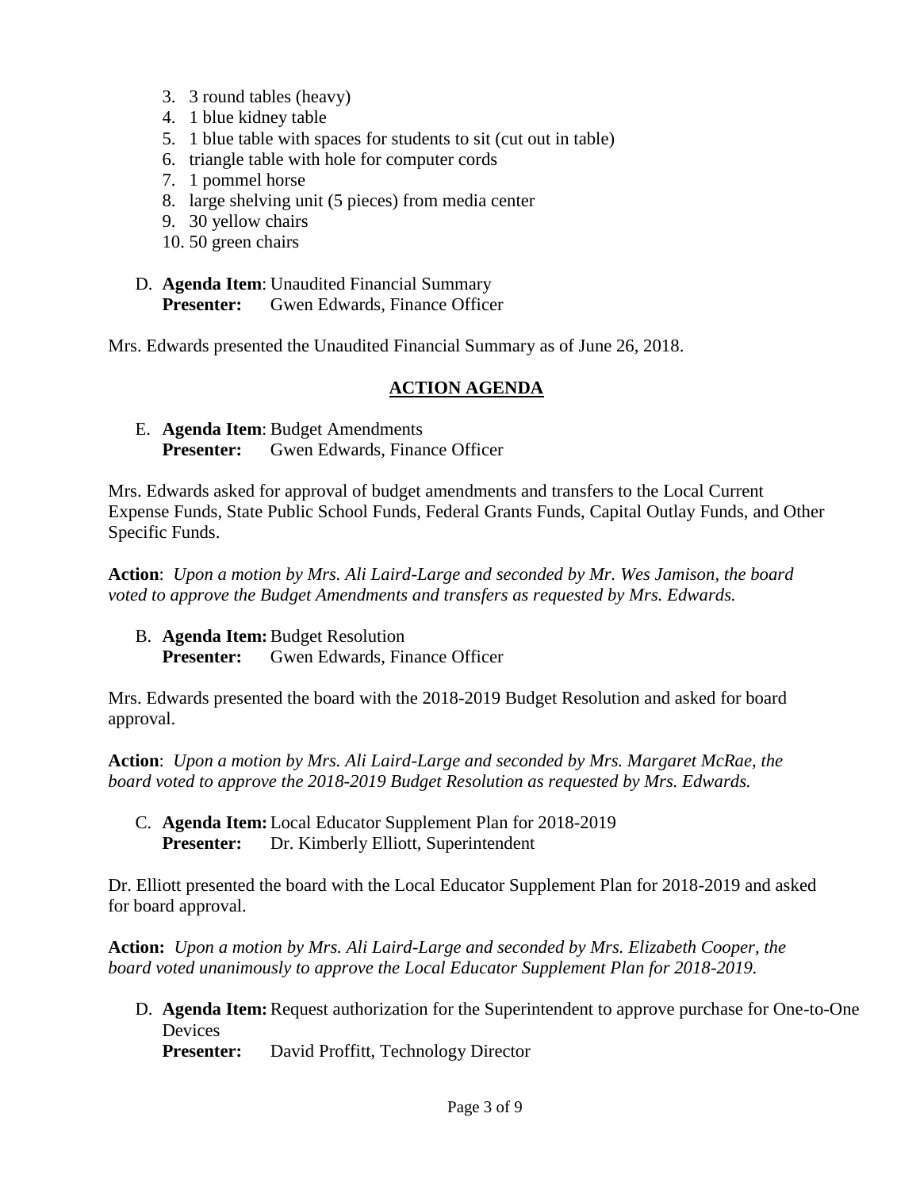3. 3 round tables (heavy)
4. 1 blue kidney table
5. 1 blue table with spaces for students to sit (cut out in table)
6. triangle table with hole for computer cords
7. 1 pommel horse
8. large shelving unit (5 pieces) from media center
9. 30 yellow chairs
10. 50 green chairs

D. **Agenda Item**: Unaudited Financial Summary
   **Presenter:** Gwen Edwards, Finance Officer

Mrs. Edwards presented the Unaudited Financial Summary as of June 26, 2018.

## ACTION AGENDA

E. **Agenda Item**: Budget Amendments
   **Presenter:** Gwen Edwards, Finance Officer

Mrs. Edwards asked for approval of budget amendments and transfers to the Local Current Expense Funds, State Public School Funds, Federal Grants Funds, Capital Outlay Funds, and Other Specific Funds.

**Action**: *Upon a motion by Mrs. Ali Laird-Large and seconded by Mr. Wes Jamison, the board voted to approve the Budget Amendments and transfers as requested by Mrs. Edwards.*

B. **Agenda Item:** Budget Resolution
   **Presenter:** Gwen Edwards, Finance Officer

Mrs. Edwards presented the board with the 2018-2019 Budget Resolution and asked for board approval.

**Action**: *Upon a motion by Mrs. Ali Laird-Large and seconded by Mrs. Margaret McRae, the board voted to approve the 2018-2019 Budget Resolution as requested by Mrs. Edwards.*

C. **Agenda Item:** Local Educator Supplement Plan for 2018-2019
   **Presenter:** Dr. Kimberly Elliott, Superintendent

Dr. Elliott presented the board with the Local Educator Supplement Plan for 2018-2019 and asked for board approval.

**Action:** *Upon a motion by Mrs. Ali Laird-Large and seconded by Mrs. Elizabeth Cooper, the board voted unanimously to approve the Local Educator Supplement Plan for 2018-2019.*

D. **Agenda Item:** Request authorization for the Superintendent to approve purchase for One-to-One Devices
   **Presenter:** David Proffitt, Technology Director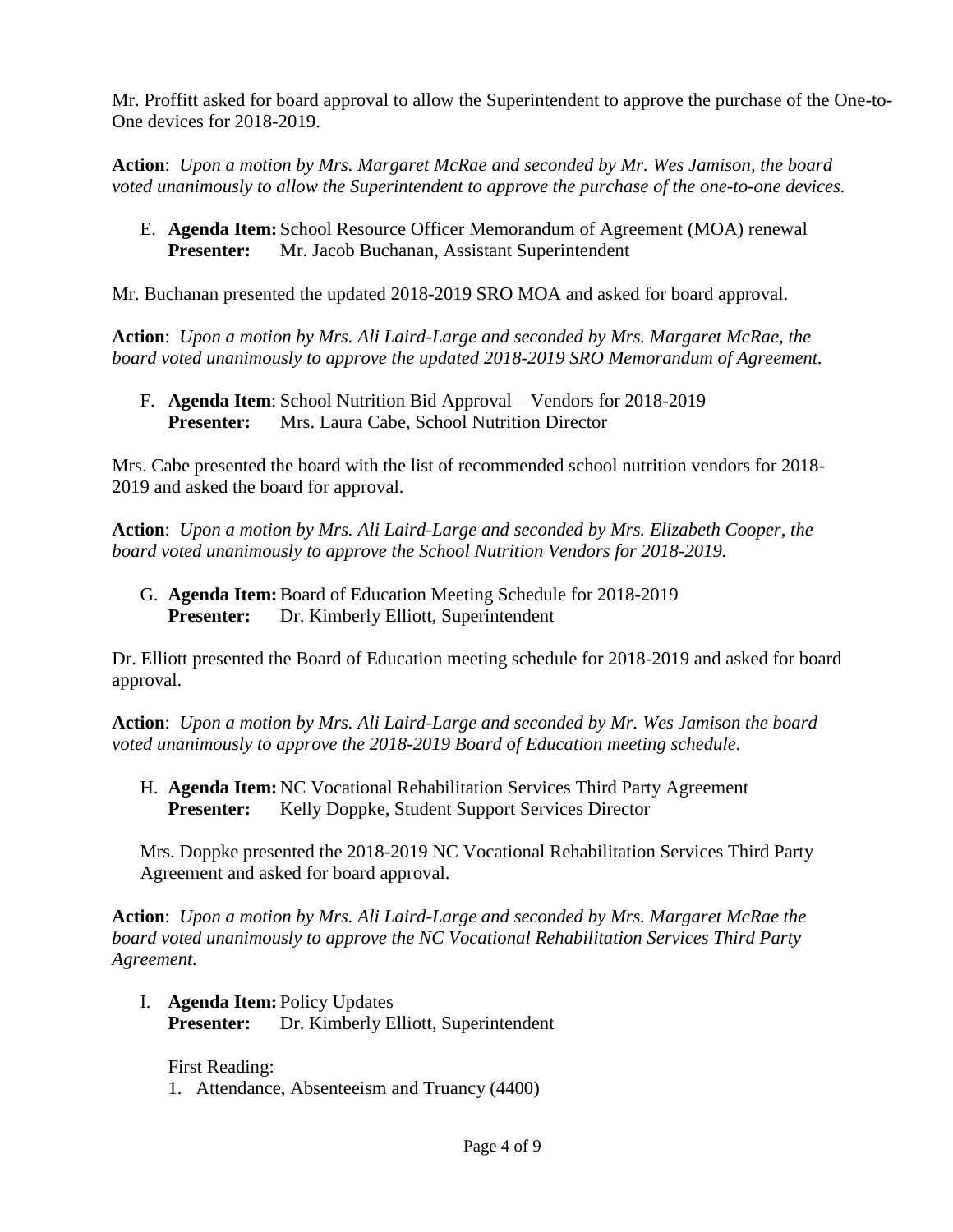Mr. Proffitt asked for board approval to allow the Superintendent to approve the purchase of the One-to-One devices for 2018-2019.

**Action**: *Upon a motion by Mrs. Margaret McRae and seconded by Mr. Wes Jamison, the board voted unanimously to allow the Superintendent to approve the purchase of the one-to-one devices.*

E. **Agenda Item:** School Resource Officer Memorandum of Agreement (MOA) renewal
   **Presenter:** Mr. Jacob Buchanan, Assistant Superintendent

Mr. Buchanan presented the updated 2018-2019 SRO MOA and asked for board approval.

**Action**: *Upon a motion by Mrs. Ali Laird-Large and seconded by Mrs. Margaret McRae, the board voted unanimously to approve the updated 2018-2019 SRO Memorandum of Agreement.*

F. **Agenda Item**: School Nutrition Bid Approval – Vendors for 2018-2019
   **Presenter:** Mrs. Laura Cabe, School Nutrition Director

Mrs. Cabe presented the board with the list of recommended school nutrition vendors for 2018-2019 and asked the board for approval.

**Action**: *Upon a motion by Mrs. Ali Laird-Large and seconded by Mrs. Elizabeth Cooper, the board voted unanimously to approve the School Nutrition Vendors for 2018-2019.*

G. **Agenda Item:** Board of Education Meeting Schedule for 2018-2019
   **Presenter:** Dr. Kimberly Elliott, Superintendent

Dr. Elliott presented the Board of Education meeting schedule for 2018-2019 and asked for board approval.

**Action**: *Upon a motion by Mrs. Ali Laird-Large and seconded by Mr. Wes Jamison the board voted unanimously to approve the 2018-2019 Board of Education meeting schedule.*

H. **Agenda Item:** NC Vocational Rehabilitation Services Third Party Agreement
   **Presenter:** Kelly Doppke, Student Support Services Director

   Mrs. Doppke presented the 2018-2019 NC Vocational Rehabilitation Services Third Party Agreement and asked for board approval.

**Action**: *Upon a motion by Mrs. Ali Laird-Large and seconded by Mrs. Margaret McRae the board voted unanimously to approve the NC Vocational Rehabilitation Services Third Party Agreement.*

I. **Agenda Item:** Policy Updates
   **Presenter:** Dr. Kimberly Elliott, Superintendent

   First Reading:

   1. Attendance, Absenteeism and Truancy (4400)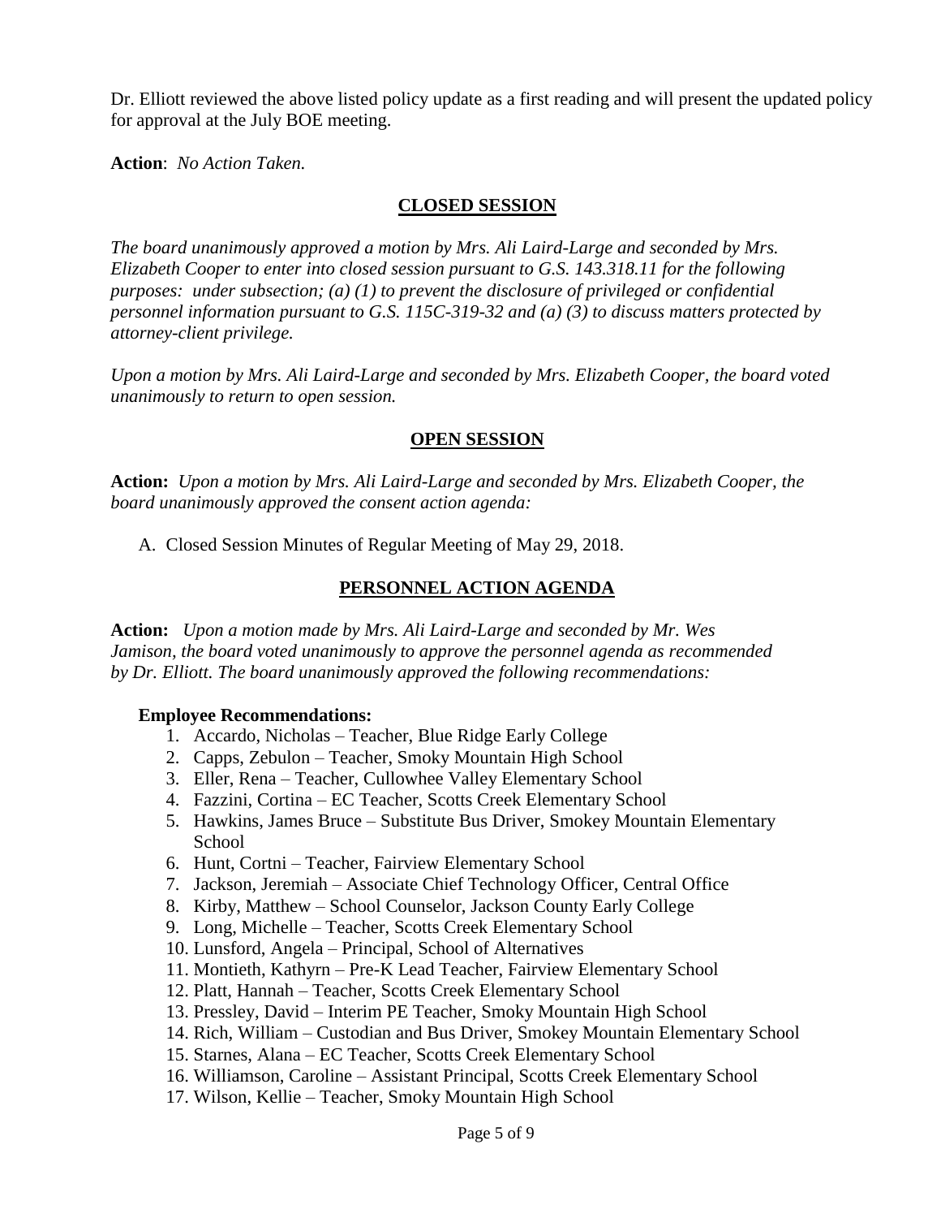Dr. Elliott reviewed the above listed policy update as a first reading and will present the updated policy for approval at the July BOE meeting.

**Action**: *No Action Taken.*

## CLOSED SESSION

*The board unanimously approved a motion by Mrs. Ali Laird-Large and seconded by Mrs. Elizabeth Cooper to enter into closed session pursuant to G.S. 143.318.11 for the following purposes: under subsection; (a) (1) to prevent the disclosure of privileged or confidential personnel information pursuant to G.S. 115C-319-32 and (a) (3) to discuss matters protected by attorney-client privilege.*

*Upon a motion by Mrs. Ali Laird-Large and seconded by Mrs. Elizabeth Cooper, the board voted unanimously to return to open session.*

## OPEN SESSION

**Action:** *Upon a motion by Mrs. Ali Laird-Large and seconded by Mrs. Elizabeth Cooper, the board unanimously approved the consent action agenda:*

A. Closed Session Minutes of Regular Meeting of May 29, 2018.

## PERSONNEL ACTION AGENDA

**Action:** *Upon a motion made by Mrs. Ali Laird-Large and seconded by Mr. Wes Jamison, the board voted unanimously to approve the personnel agenda as recommended by Dr. Elliott. The board unanimously approved the following recommendations:*

**Employee Recommendations:**

1. Accardo, Nicholas – Teacher, Blue Ridge Early College
2. Capps, Zebulon – Teacher, Smoky Mountain High School
3. Eller, Rena – Teacher, Cullowhee Valley Elementary School
4. Fazzini, Cortina – EC Teacher, Scotts Creek Elementary School
5. Hawkins, James Bruce – Substitute Bus Driver, Smokey Mountain Elementary School
6. Hunt, Cortni – Teacher, Fairview Elementary School
7. Jackson, Jeremiah – Associate Chief Technology Officer, Central Office
8. Kirby, Matthew – School Counselor, Jackson County Early College
9. Long, Michelle – Teacher, Scotts Creek Elementary School
10. Lunsford, Angela – Principal, School of Alternatives
11. Montieth, Kathyrn – Pre-K Lead Teacher, Fairview Elementary School
12. Platt, Hannah – Teacher, Scotts Creek Elementary School
13. Pressley, David – Interim PE Teacher, Smoky Mountain High School
14. Rich, William – Custodian and Bus Driver, Smokey Mountain Elementary School
15. Starnes, Alana – EC Teacher, Scotts Creek Elementary School
16. Williamson, Caroline – Assistant Principal, Scotts Creek Elementary School
17. Wilson, Kellie – Teacher, Smoky Mountain High School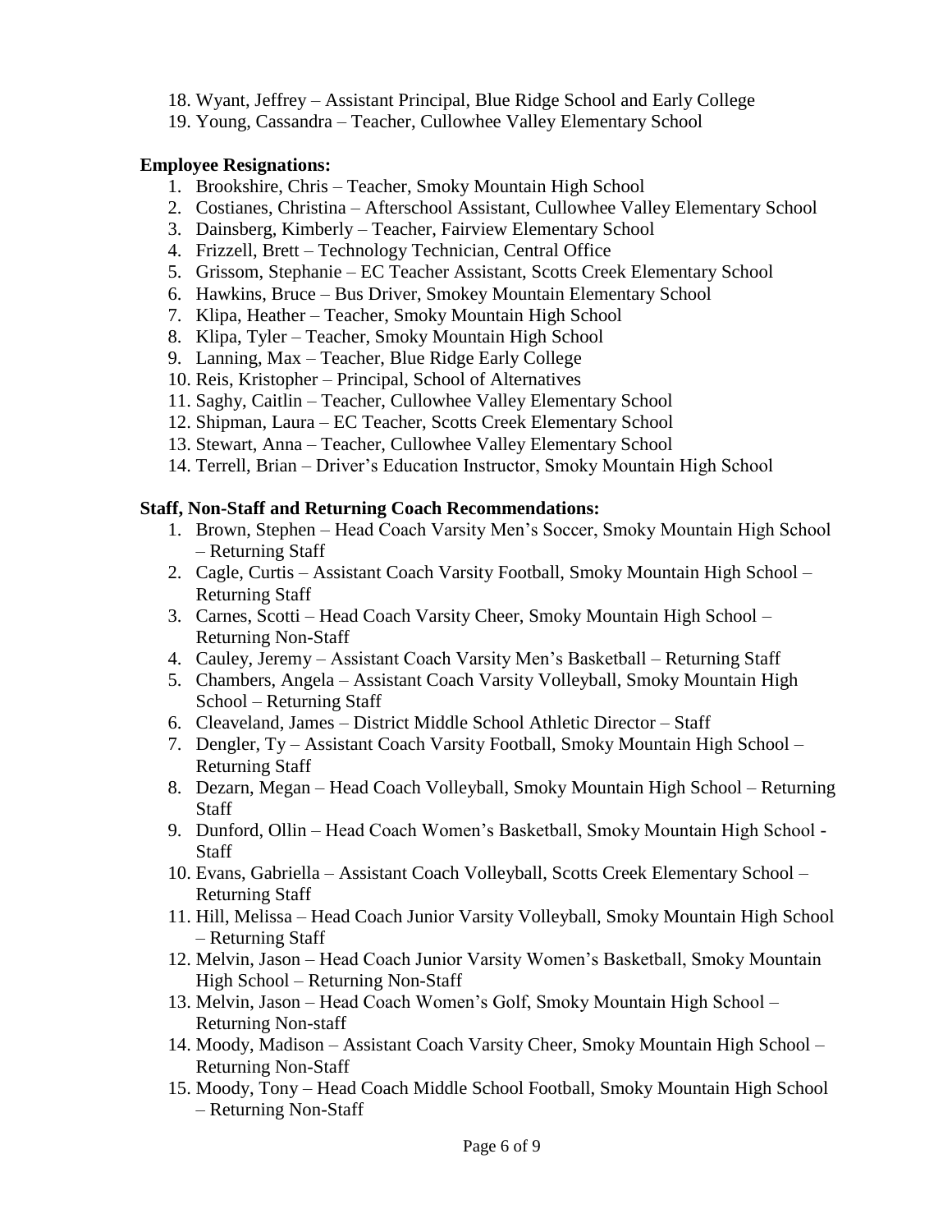18. Wyant, Jeffrey – Assistant Principal, Blue Ridge School and Early College
19. Young, Cassandra – Teacher, Cullowhee Valley Elementary School

**Employee Resignations:**

1. Brookshire, Chris – Teacher, Smoky Mountain High School
2. Costianes, Christina – Afterschool Assistant, Cullowhee Valley Elementary School
3. Dainsberg, Kimberly – Teacher, Fairview Elementary School
4. Frizzell, Brett – Technology Technician, Central Office
5. Grissom, Stephanie – EC Teacher Assistant, Scotts Creek Elementary School
6. Hawkins, Bruce – Bus Driver, Smokey Mountain Elementary School
7. Klipa, Heather – Teacher, Smoky Mountain High School
8. Klipa, Tyler – Teacher, Smoky Mountain High School
9. Lanning, Max – Teacher, Blue Ridge Early College
10. Reis, Kristopher – Principal, School of Alternatives
11. Saghy, Caitlin – Teacher, Cullowhee Valley Elementary School
12. Shipman, Laura – EC Teacher, Scotts Creek Elementary School
13. Stewart, Anna – Teacher, Cullowhee Valley Elementary School
14. Terrell, Brian – Driver's Education Instructor, Smoky Mountain High School

**Staff, Non-Staff and Returning Coach Recommendations:**

1. Brown, Stephen – Head Coach Varsity Men's Soccer, Smoky Mountain High School – Returning Staff
2. Cagle, Curtis – Assistant Coach Varsity Football, Smoky Mountain High School – Returning Staff
3. Carnes, Scotti – Head Coach Varsity Cheer, Smoky Mountain High School – Returning Non-Staff
4. Cauley, Jeremy – Assistant Coach Varsity Men's Basketball – Returning Staff
5. Chambers, Angela – Assistant Coach Varsity Volleyball, Smoky Mountain High School – Returning Staff
6. Cleaveland, James – District Middle School Athletic Director – Staff
7. Dengler, Ty – Assistant Coach Varsity Football, Smoky Mountain High School – Returning Staff
8. Dezarn, Megan – Head Coach Volleyball, Smoky Mountain High School – Returning Staff
9. Dunford, Ollin – Head Coach Women's Basketball, Smoky Mountain High School - Staff
10. Evans, Gabriella – Assistant Coach Volleyball, Scotts Creek Elementary School – Returning Staff
11. Hill, Melissa – Head Coach Junior Varsity Volleyball, Smoky Mountain High School – Returning Staff
12. Melvin, Jason – Head Coach Junior Varsity Women's Basketball, Smoky Mountain High School – Returning Non-Staff
13. Melvin, Jason – Head Coach Women's Golf, Smoky Mountain High School – Returning Non-staff
14. Moody, Madison – Assistant Coach Varsity Cheer, Smoky Mountain High School – Returning Non-Staff
15. Moody, Tony – Head Coach Middle School Football, Smoky Mountain High School – Returning Non-Staff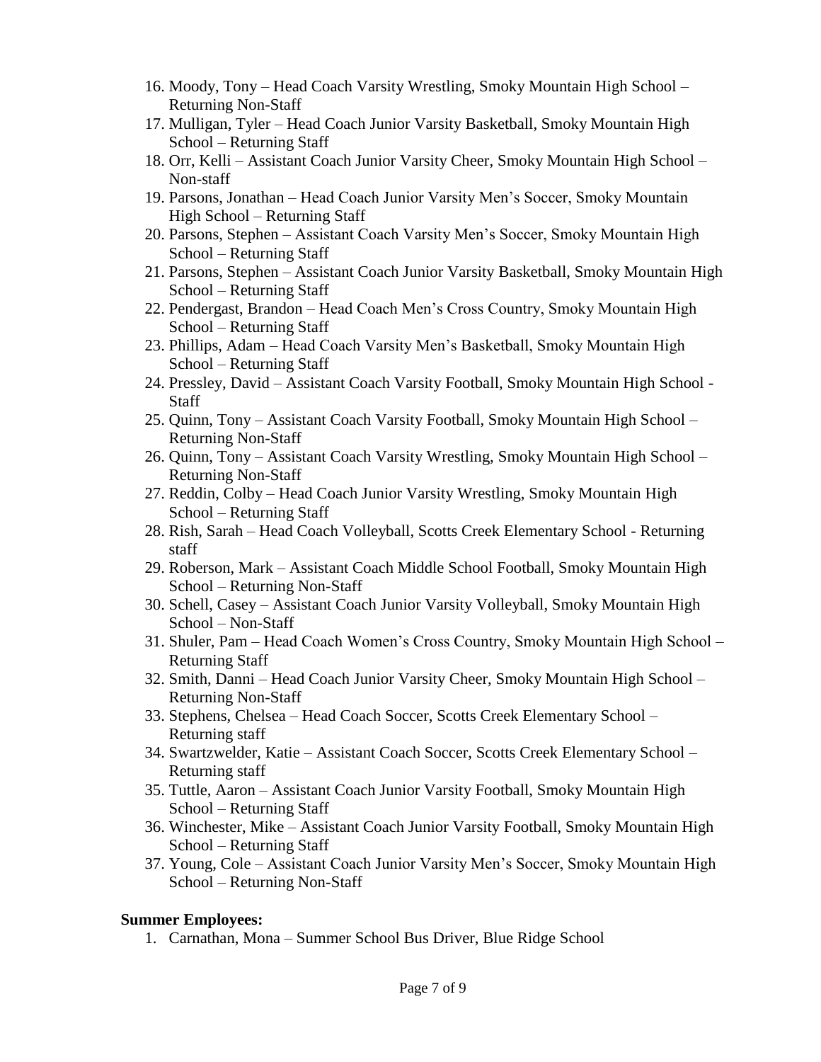16. Moody, Tony – Head Coach Varsity Wrestling, Smoky Mountain High School – Returning Non-Staff
17. Mulligan, Tyler – Head Coach Junior Varsity Basketball, Smoky Mountain High School – Returning Staff
18. Orr, Kelli – Assistant Coach Junior Varsity Cheer, Smoky Mountain High School – Non-staff
19. Parsons, Jonathan – Head Coach Junior Varsity Men's Soccer, Smoky Mountain High School – Returning Staff
20. Parsons, Stephen – Assistant Coach Varsity Men's Soccer, Smoky Mountain High School – Returning Staff
21. Parsons, Stephen – Assistant Coach Junior Varsity Basketball, Smoky Mountain High School – Returning Staff
22. Pendergast, Brandon – Head Coach Men's Cross Country, Smoky Mountain High School – Returning Staff
23. Phillips, Adam – Head Coach Varsity Men's Basketball, Smoky Mountain High School – Returning Staff
24. Pressley, David – Assistant Coach Varsity Football, Smoky Mountain High School - Staff
25. Quinn, Tony – Assistant Coach Varsity Football, Smoky Mountain High School – Returning Non-Staff
26. Quinn, Tony – Assistant Coach Varsity Wrestling, Smoky Mountain High School – Returning Non-Staff
27. Reddin, Colby – Head Coach Junior Varsity Wrestling, Smoky Mountain High School – Returning Staff
28. Rish, Sarah – Head Coach Volleyball, Scotts Creek Elementary School - Returning staff
29. Roberson, Mark – Assistant Coach Middle School Football, Smoky Mountain High School – Returning Non-Staff
30. Schell, Casey – Assistant Coach Junior Varsity Volleyball, Smoky Mountain High School – Non-Staff
31. Shuler, Pam – Head Coach Women's Cross Country, Smoky Mountain High School – Returning Staff
32. Smith, Danni – Head Coach Junior Varsity Cheer, Smoky Mountain High School – Returning Non-Staff
33. Stephens, Chelsea – Head Coach Soccer, Scotts Creek Elementary School – Returning staff
34. Swartzwelder, Katie – Assistant Coach Soccer, Scotts Creek Elementary School – Returning staff
35. Tuttle, Aaron – Assistant Coach Junior Varsity Football, Smoky Mountain High School – Returning Staff
36. Winchester, Mike – Assistant Coach Junior Varsity Football, Smoky Mountain High School – Returning Staff
37. Young, Cole – Assistant Coach Junior Varsity Men's Soccer, Smoky Mountain High School – Returning Non-Staff

**Summer Employees:**

1. Carnathan, Mona – Summer School Bus Driver, Blue Ridge School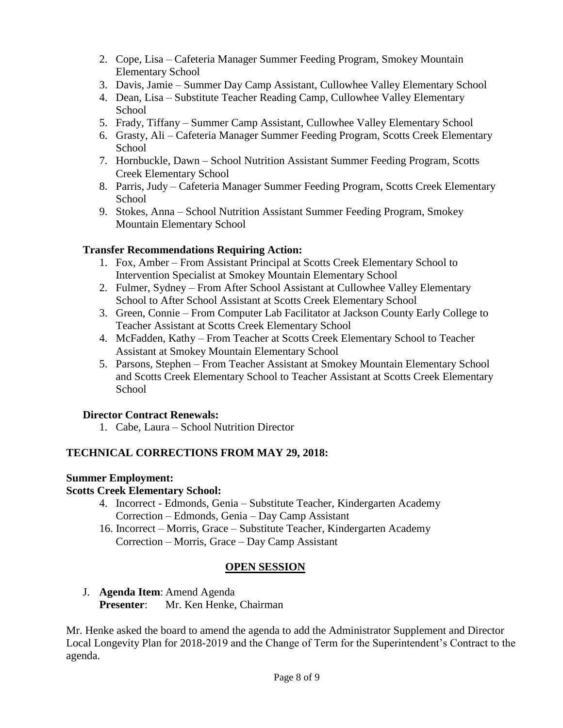2. Cope, Lisa – Cafeteria Manager Summer Feeding Program, Smokey Mountain Elementary School
3. Davis, Jamie – Summer Day Camp Assistant, Cullowhee Valley Elementary School
4. Dean, Lisa – Substitute Teacher Reading Camp, Cullowhee Valley Elementary School
5. Frady, Tiffany – Summer Camp Assistant, Cullowhee Valley Elementary School
6. Grasty, Ali – Cafeteria Manager Summer Feeding Program, Scotts Creek Elementary School
7. Hornbuckle, Dawn – School Nutrition Assistant Summer Feeding Program, Scotts Creek Elementary School
8. Parris, Judy – Cafeteria Manager Summer Feeding Program, Scotts Creek Elementary School
9. Stokes, Anna – School Nutrition Assistant Summer Feeding Program, Smokey Mountain Elementary School

**Transfer Recommendations Requiring Action:**

1. Fox, Amber – From Assistant Principal at Scotts Creek Elementary School to Intervention Specialist at Smokey Mountain Elementary School
2. Fulmer, Sydney – From After School Assistant at Cullowhee Valley Elementary School to After School Assistant at Scotts Creek Elementary School
3. Green, Connie – From Computer Lab Facilitator at Jackson County Early College to Teacher Assistant at Scotts Creek Elementary School
4. McFadden, Kathy – From Teacher at Scotts Creek Elementary School to Teacher Assistant at Smokey Mountain Elementary School
5. Parsons, Stephen – From Teacher Assistant at Smokey Mountain Elementary School and Scotts Creek Elementary School to Teacher Assistant at Scotts Creek Elementary School

**Director Contract Renewals:**

1. Cabe, Laura – School Nutrition Director

**TECHNICAL CORRECTIONS FROM MAY 29, 2018:**

**Summer Employment:**

**Scotts Creek Elementary School:**

4. Incorrect - Edmonds, Genia – Substitute Teacher, Kindergarten Academy
   Correction – Edmonds, Genia – Day Camp Assistant

16. Incorrect – Morris, Grace – Substitute Teacher, Kindergarten Academy
    Correction – Morris, Grace – Day Camp Assistant

## OPEN SESSION

J. **Agenda Item**: Amend Agenda
   **Presenter**: Mr. Ken Henke, Chairman

Mr. Henke asked the board to amend the agenda to add the Administrator Supplement and Director Local Longevity Plan for 2018-2019 and the Change of Term for the Superintendent's Contract to the agenda.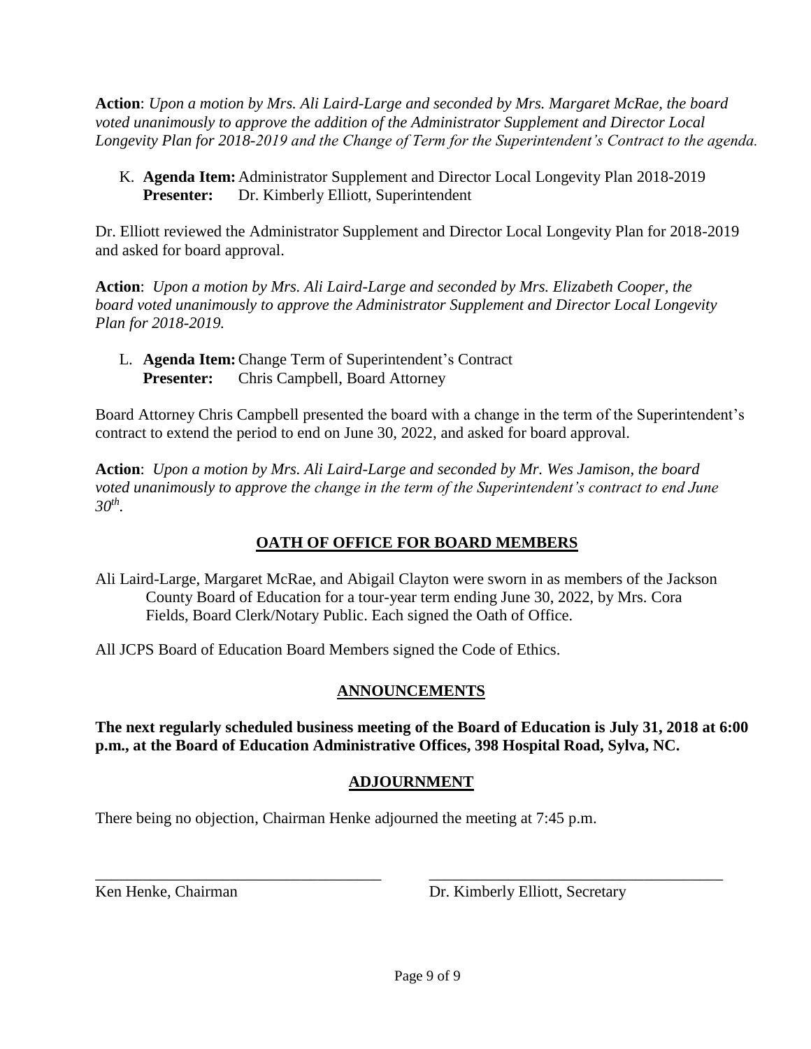**Action**: *Upon a motion by Mrs. Ali Laird-Large and seconded by Mrs. Margaret McRae, the board voted unanimously to approve the addition of the Administrator Supplement and Director Local Longevity Plan for 2018-2019 and the Change of Term for the Superintendent's Contract to the agenda.*

K. **Agenda Item:** Administrator Supplement and Director Local Longevity Plan 2018-2019
   **Presenter:** Dr. Kimberly Elliott, Superintendent

Dr. Elliott reviewed the Administrator Supplement and Director Local Longevity Plan for 2018-2019 and asked for board approval.

**Action**: *Upon a motion by Mrs. Ali Laird-Large and seconded by Mrs. Elizabeth Cooper, the board voted unanimously to approve the Administrator Supplement and Director Local Longevity Plan for 2018-2019.*

L. **Agenda Item:** Change Term of Superintendent's Contract
   **Presenter:** Chris Campbell, Board Attorney

Board Attorney Chris Campbell presented the board with a change in the term of the Superintendent's contract to extend the period to end on June 30, 2022, and asked for board approval.

**Action**: *Upon a motion by Mrs. Ali Laird-Large and seconded by Mr. Wes Jamison, the board voted unanimously to approve the change in the term of the Superintendent's contract to end June 30th.*

## OATH OF OFFICE FOR BOARD MEMBERS

Ali Laird-Large, Margaret McRae, and Abigail Clayton were sworn in as members of the Jackson County Board of Education for a tour-year term ending June 30, 2022, by Mrs. Cora Fields, Board Clerk/Notary Public. Each signed the Oath of Office.

All JCPS Board of Education Board Members signed the Code of Ethics.

## ANNOUNCEMENTS

**The next regularly scheduled business meeting of the Board of Education is July 31, 2018 at 6:00 p.m., at the Board of Education Administrative Offices, 398 Hospital Road, Sylva, NC.**

## ADJOURNMENT

There being no objection, Chairman Henke adjourned the meeting at 7:45 p.m.

_____________________________________ _____________________________________

Ken Henke, Chairman Dr. Kimberly Elliott, Secretary